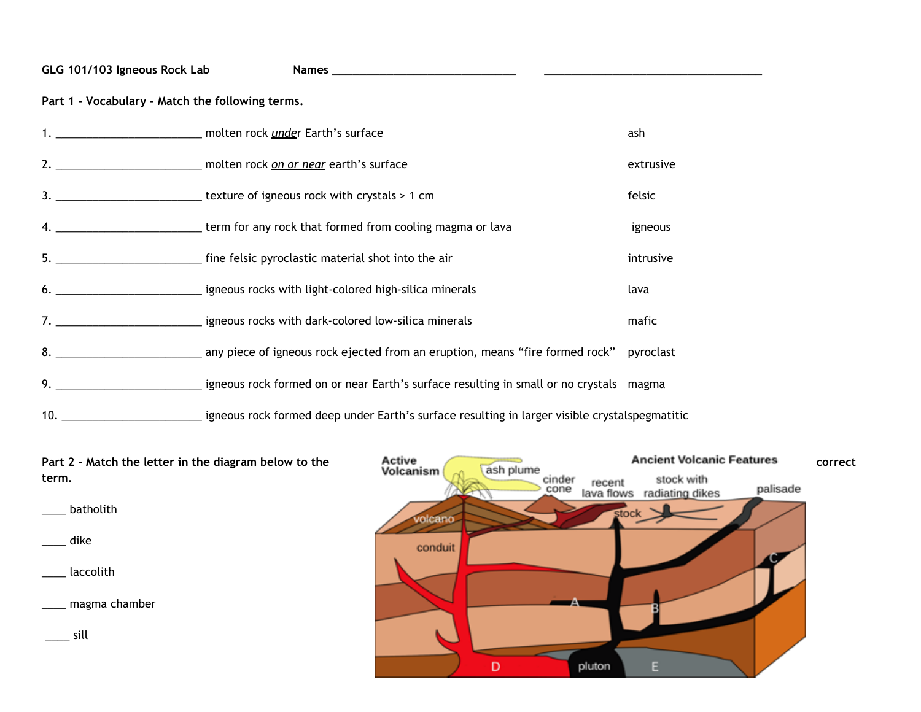**GLG 101/103 Igneous Rock Lab** **Names** ______________________________ ___________________________________

**Part 1 - Vocabulary - Match the following terms.**

| | | |
|---|---|---|
| 1. ________________________ | molten rock ***under*** Earth's surface | ash |
| 2. ________________________ | molten rock ***on or near*** earth's surface | extrusive |
| 3. ________________________ | texture of igneous rock with crystals > 1 cm | felsic |
| 4. ________________________ | term for any rock that formed from cooling magma or lava | igneous |
| 5. ________________________ | fine felsic pyroclastic material shot into the air | intrusive |
| 6. ________________________ | igneous rocks with light-colored high-silica minerals | lava |
| 7. ________________________ | igneous rocks with dark-colored low-silica minerals | mafic |
| 8. ________________________ | any piece of igneous rock ejected from an eruption, means "fire formed rock" | pyroclast |
| 9. ________________________ | igneous rock formed on or near Earth's surface resulting in small or no crystals | magma |
| 10. _______________________ | igneous rock formed deep under Earth's surface resulting in larger visible crystals | pegmatitic |

**Part 2 - Match the letter in the diagram below to the correct term.**

____ batholith

____ dike

____ laccolith

____ magma chamber

____ sill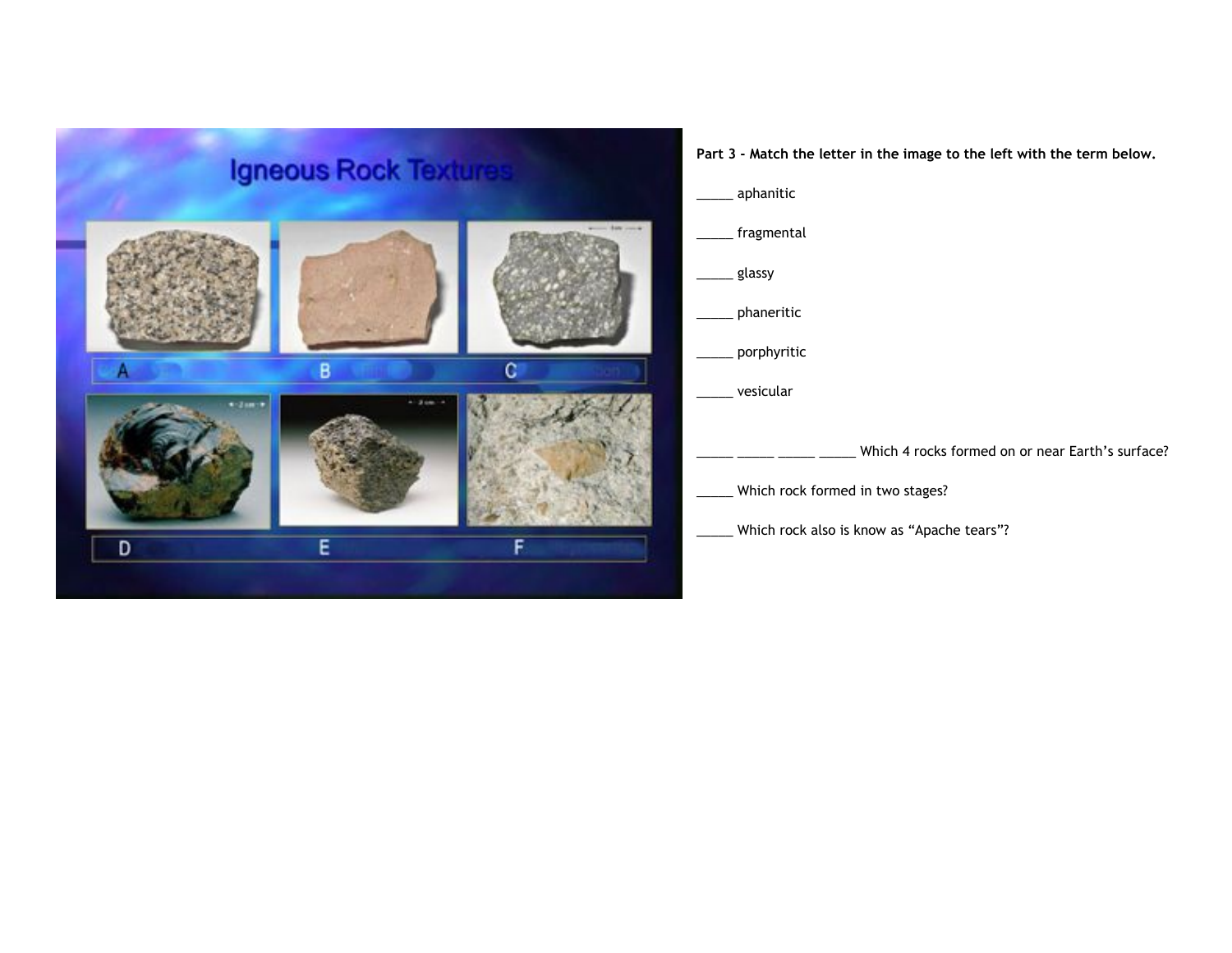**Part 3 – Match the letter in the image to the left with the term below.**

_____ aphanitic

_____ fragmental

_____ glassy

_____ phaneritic

_____ porphyritic

_____ vesicular

_____ _____ _____ _____ Which 4 rocks formed on or near Earth's surface?

_____ Which rock formed in two stages?

_____ Which rock also is know as "Apache tears"?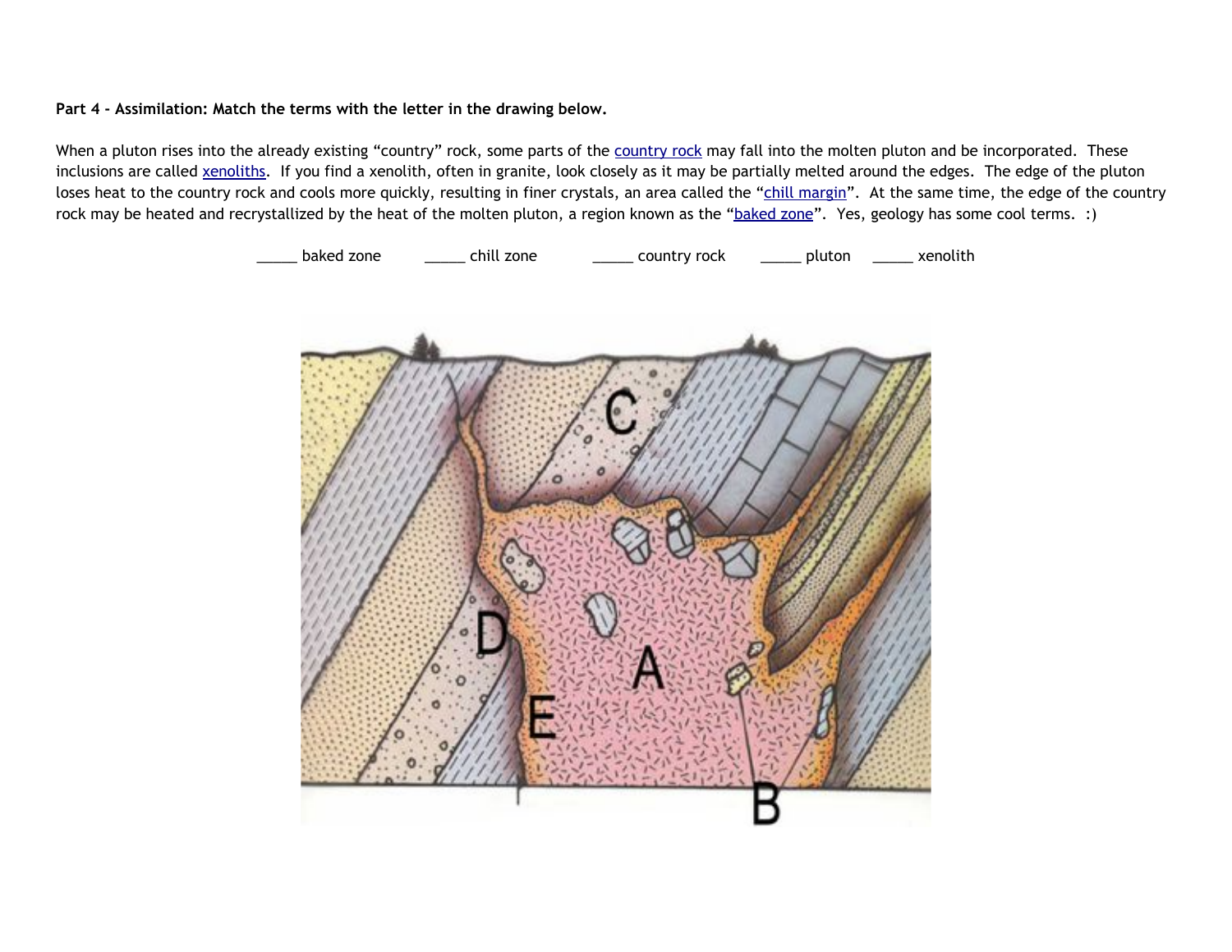**Part 4 - Assimilation: Match the terms with the letter in the drawing below.**

When a pluton rises into the already existing "country" rock, some parts of the [country rock]() may fall into the molten pluton and be incorporated. These inclusions are called [xenoliths](). If you find a xenolith, often in granite, look closely as it may be partially melted around the edges. The edge of the pluton loses heat to the country rock and cools more quickly, resulting in finer crystals, an area called the "[chill margin]()". At the same time, the edge of the country rock may be heated and recrystallized by the heat of the molten pluton, a region known as the "[baked zone]()". Yes, geology has some cool terms. :)

_____ baked zone &nbsp;&nbsp;&nbsp; _____ chill zone &nbsp;&nbsp;&nbsp; _____ country rock &nbsp;&nbsp;&nbsp; _____ pluton &nbsp;&nbsp;&nbsp; _____ xenolith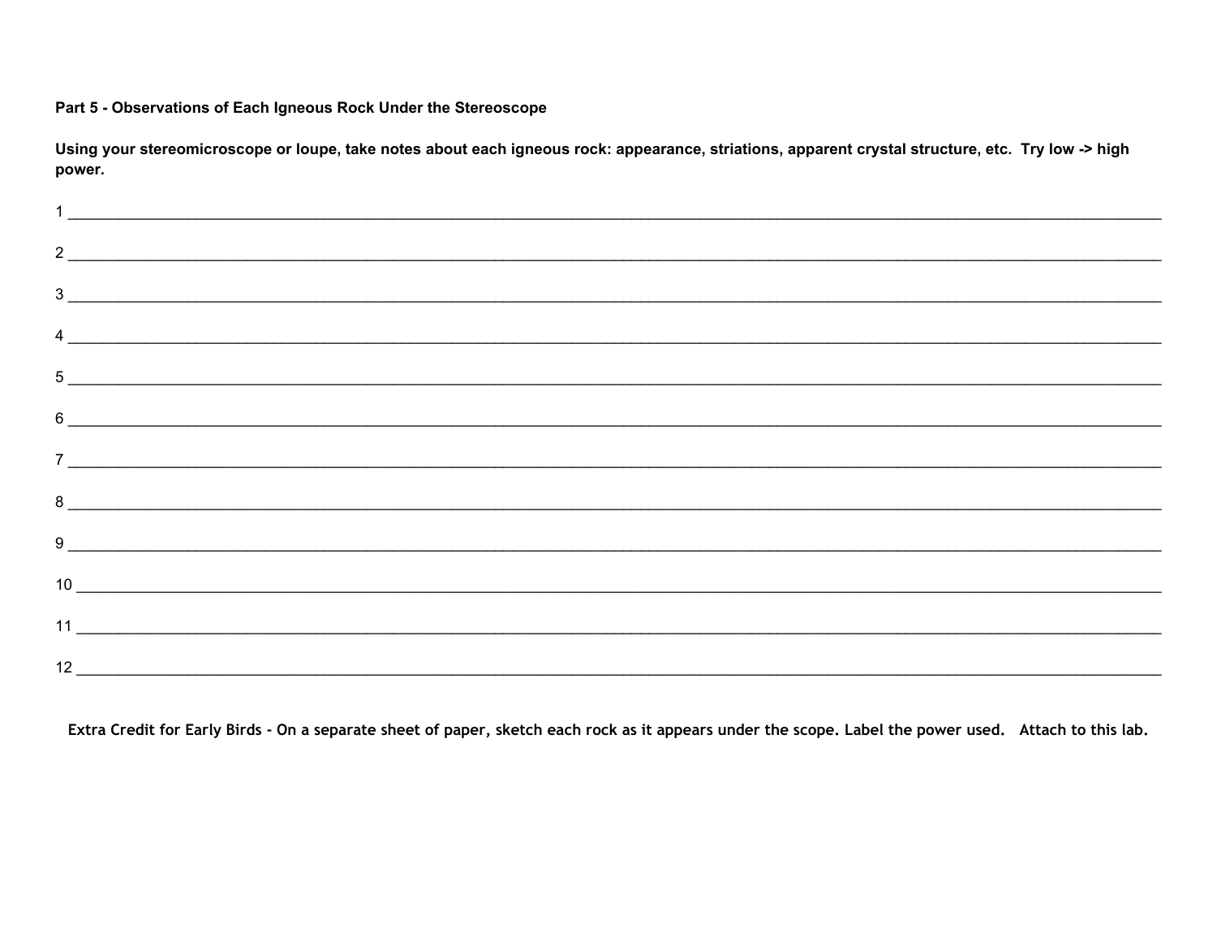**Part 5 - Observations of Each Igneous Rock Under the Stereoscope**

**Using your stereomicroscope or loupe, take notes about each igneous rock: appearance, striations, apparent crystal structure, etc. Try low -> high power.**

1 ________________________________________________________________________________

2 ________________________________________________________________________________

3 ________________________________________________________________________________

4 ________________________________________________________________________________

5 ________________________________________________________________________________

6 ________________________________________________________________________________

7 ________________________________________________________________________________

8 ________________________________________________________________________________

9 ________________________________________________________________________________

10 _______________________________________________________________________________

11 _______________________________________________________________________________

12 _______________________________________________________________________________

**Extra Credit for Early Birds - On a separate sheet of paper, sketch each rock as it appears under the scope. Label the power used. Attach to this lab.**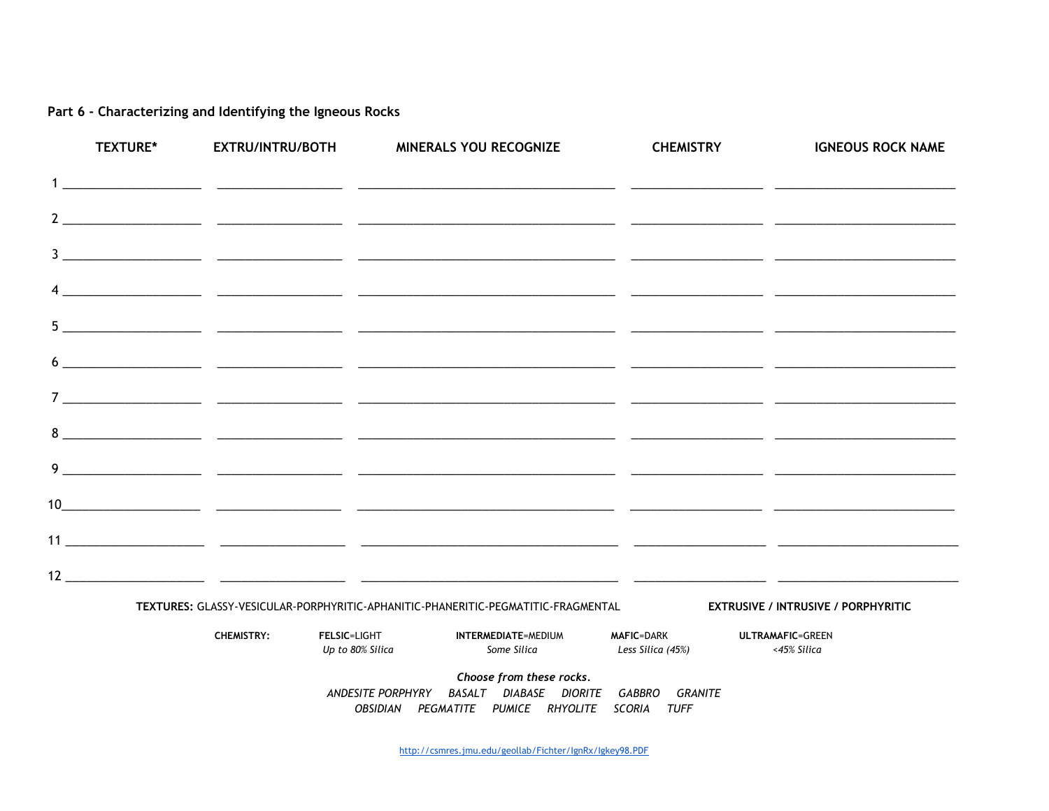## Part 6 - Characterizing and Identifying the Igneous Rocks

| | TEXTURE* | EXTRU/INTRU/BOTH | MINERALS YOU RECOGNIZE | CHEMISTRY | IGNEOUS ROCK NAME |
|---|---|---|---|---|---|
| 1 | | | | | |
| 2 | | | | | |
| 3 | | | | | |
| 4 | | | | | |
| 5 | | | | | |
| 6 | | | | | |
| 7 | | | | | |
| 8 | | | | | |
| 9 | | | | | |
| 10 | | | | | |
| 11 | | | | | |
| 12 | | | | | |

**TEXTURES:** GLASSY-VESICULAR-PORPHYRITIC-APHANITIC-PHANERITIC-PEGMATITIC-FRAGMENTAL

**EXTRUSIVE / INTRUSIVE / PORPHYRITIC**

| **CHEMISTRY:** | **FELSIC**=LIGHT | **INTERMEDIATE**=MEDIUM | **MAFIC**=DARK | **ULTRAMAFIC**=GREEN |
|---|---|---|---|---|
| | *Up to 80% Silica* | *Some Silica* | *Less Silica (45%)* | *<45% Silica* |

***Choose from these rocks.***

*ANDESITE PORPHYRY BASALT DIABASE DIORITE GABBRO GRANITE*
*OBSIDIAN PEGMATITE PUMICE RHYOLITE SCORIA TUFF*

http://csmres.jmu.edu/geollab/Fichter/IgnRx/Igkey98.PDF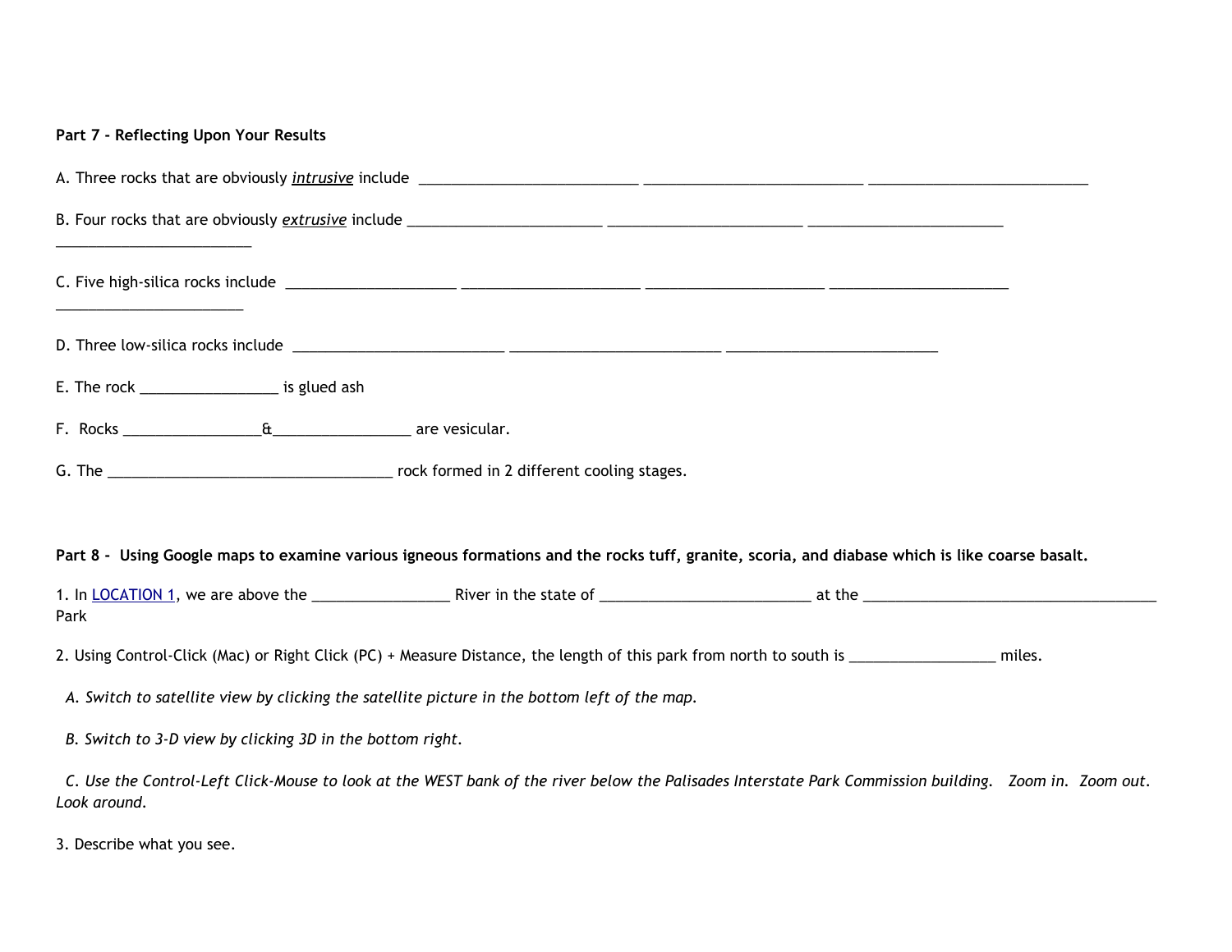**Part 7 - Reflecting Upon Your Results**

A. Three rocks that are obviously ***intrusive*** include ____________________________ ____________________________ ____________________________

B. Four rocks that are obviously ***extrusive*** include _________________________ _________________________ _________________________ _________________________

C. Five high-silica rocks include ______________________ _______________________ _______________________ _______________________ ________________________

D. Three low-silica rocks include ___________________________ ___________________________ ___________________________

E. The rock _________________ is glued ash

F. Rocks _________________&_________________ are vesicular.

G. The ____________________________________ rock formed in 2 different cooling stages.

**Part 8 - Using Google maps to examine various igneous formations and the rocks tuff, granite, scoria, and diabase which is like coarse basalt.**

1. In LOCATION 1, we are above the _________________ River in the state of ___________________________ at the _____________________________________ Park

2. Using Control-Click (Mac) or Right Click (PC) + Measure Distance, the length of this park from north to south is __________________ miles.

*A. Switch to satellite view by clicking the satellite picture in the bottom left of the map.*

*B. Switch to 3-D view by clicking 3D in the bottom right.*

*C. Use the Control-Left Click-Mouse to look at the WEST bank of the river below the Palisades Interstate Park Commission building. Zoom in. Zoom out. Look around.*

3. Describe what you see.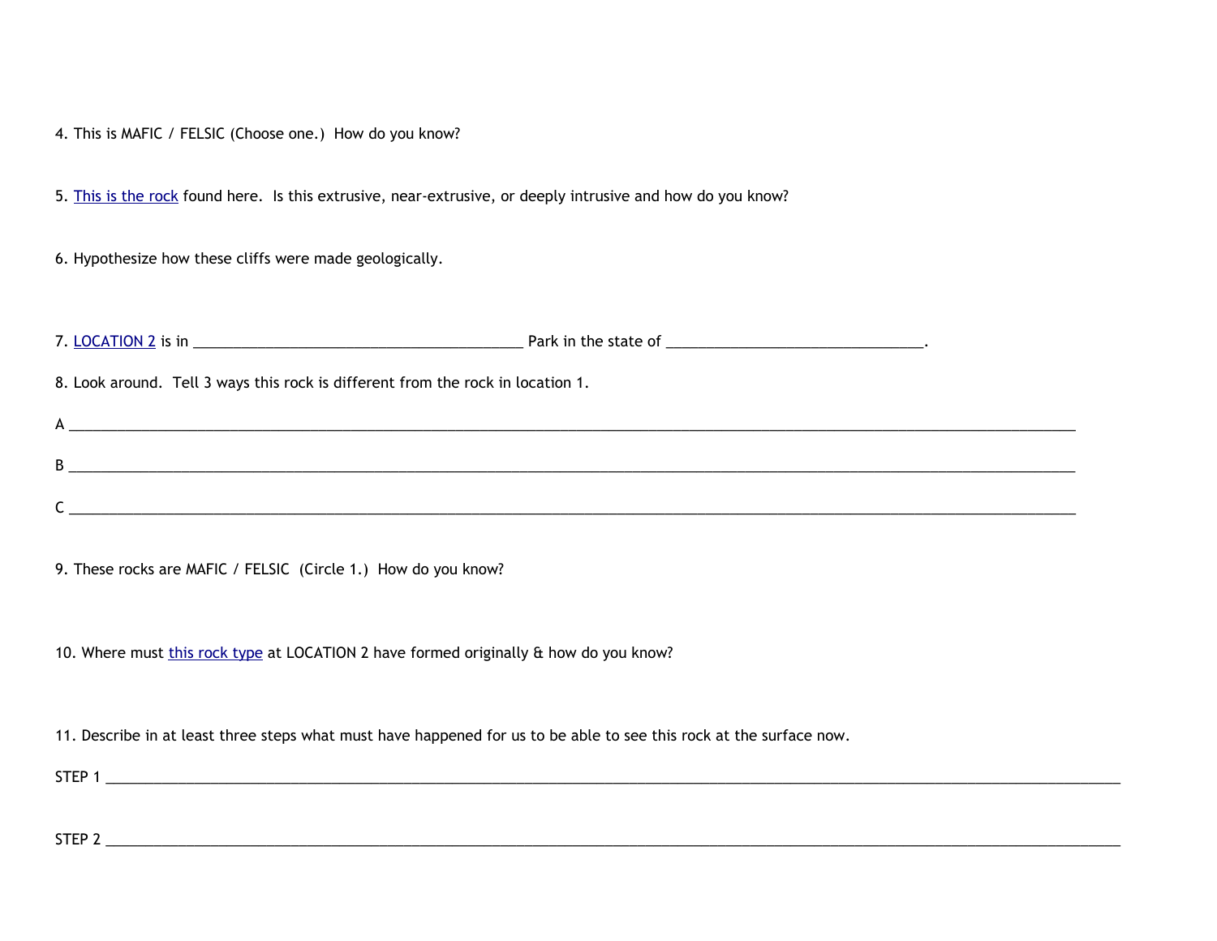4. This is MAFIC / FELSIC (Choose one.) How do you know?

5. This is the rock found here. Is this extrusive, near-extrusive, or deeply intrusive and how do you know?

6. Hypothesize how these cliffs were made geologically.

7. LOCATION 2 is in ________________________________________ Park in the state of ________________________________.

8. Look around. Tell 3 ways this rock is different from the rock in location 1.

A ________________________________________________________________________________________________________________________

B ________________________________________________________________________________________________________________________

C ________________________________________________________________________________________________________________________

9. These rocks are MAFIC / FELSIC (Circle 1.) How do you know?

10. Where must this rock type at LOCATION 2 have formed originally & how do you know?

11. Describe in at least three steps what must have happened for us to be able to see this rock at the surface now.

STEP 1 ________________________________________________________________________________________________________________________

STEP 2 ________________________________________________________________________________________________________________________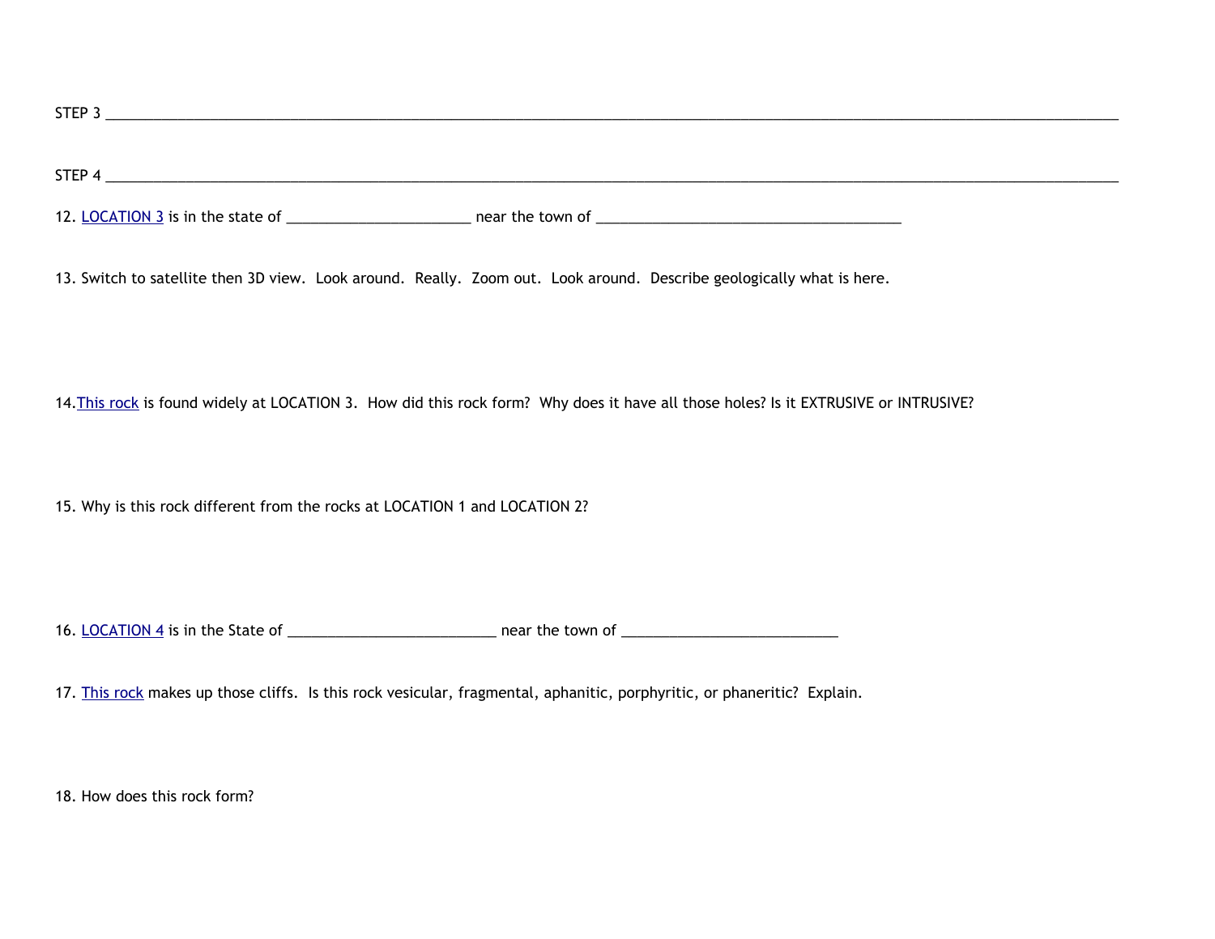STEP 3 ______________________________________________________________________________________________________________

STEP 4 ______________________________________________________________________________________________________________

12. LOCATION 3 is in the state of _______________________ near the town of _______________________________________

13. Switch to satellite then 3D view. Look around. Really. Zoom out. Look around. Describe geologically what is here.

14. This rock is found widely at LOCATION 3. How did this rock form? Why does it have all those holes? Is it EXTRUSIVE or INTRUSIVE?

15. Why is this rock different from the rocks at LOCATION 1 and LOCATION 2?

16. LOCATION 4 is in the State of __________________________ near the town of ___________________________

17. This rock makes up those cliffs. Is this rock vesicular, fragmental, aphanitic, porphyritic, or phaneritic? Explain.

18. How does this rock form?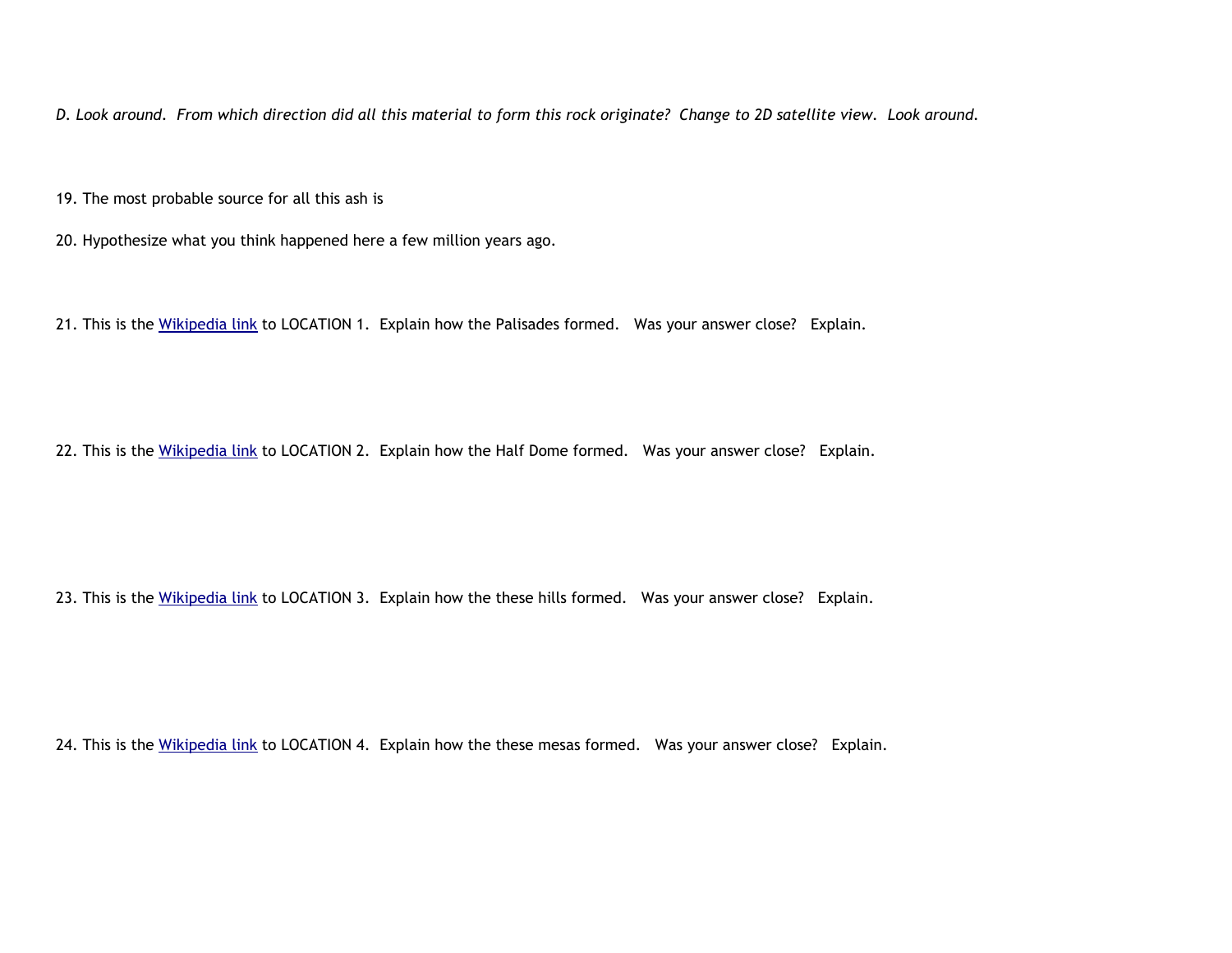*D. Look around. From which direction did all this material to form this rock originate? Change to 2D satellite view. Look around.*

19. The most probable source for all this ash is

20. Hypothesize what you think happened here a few million years ago.

21. This is the [Wikipedia link]() to LOCATION 1. Explain how the Palisades formed. Was your answer close? Explain.

22. This is the [Wikipedia link]() to LOCATION 2. Explain how the Half Dome formed. Was your answer close? Explain.

23. This is the [Wikipedia link]() to LOCATION 3. Explain how the these hills formed. Was your answer close? Explain.

24. This is the [Wikipedia link]() to LOCATION 4. Explain how the these mesas formed. Was your answer close? Explain.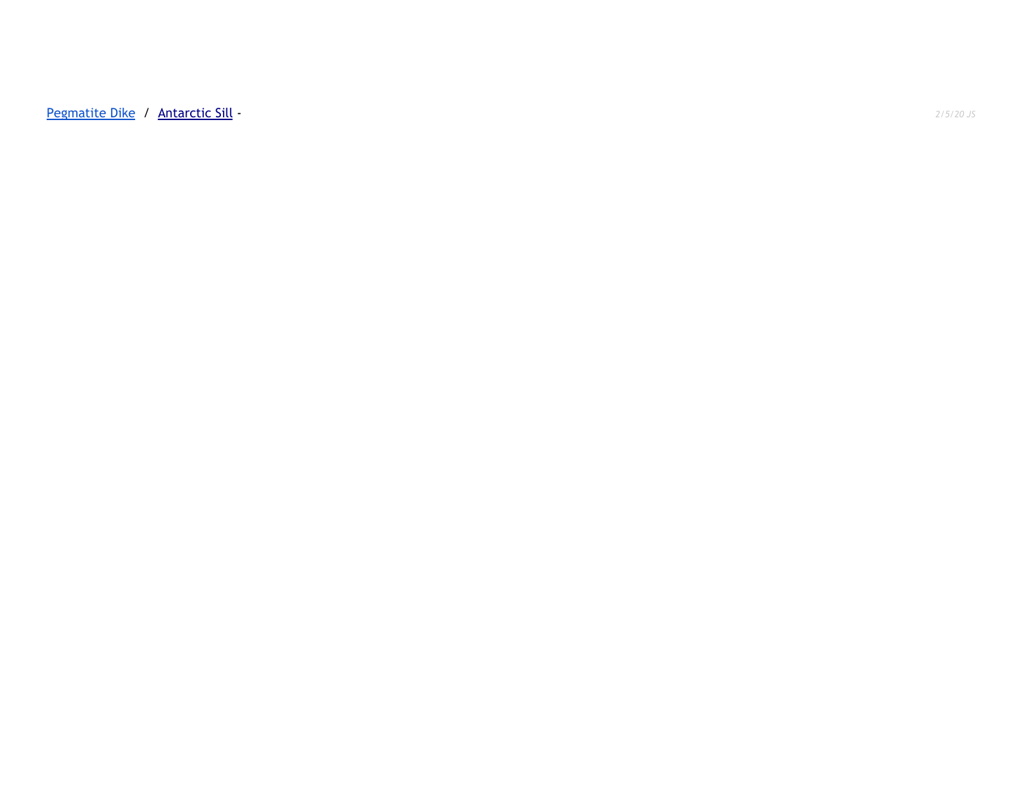Pegmatite Dike / Antarctic Sill -

*2/5/20 JS*